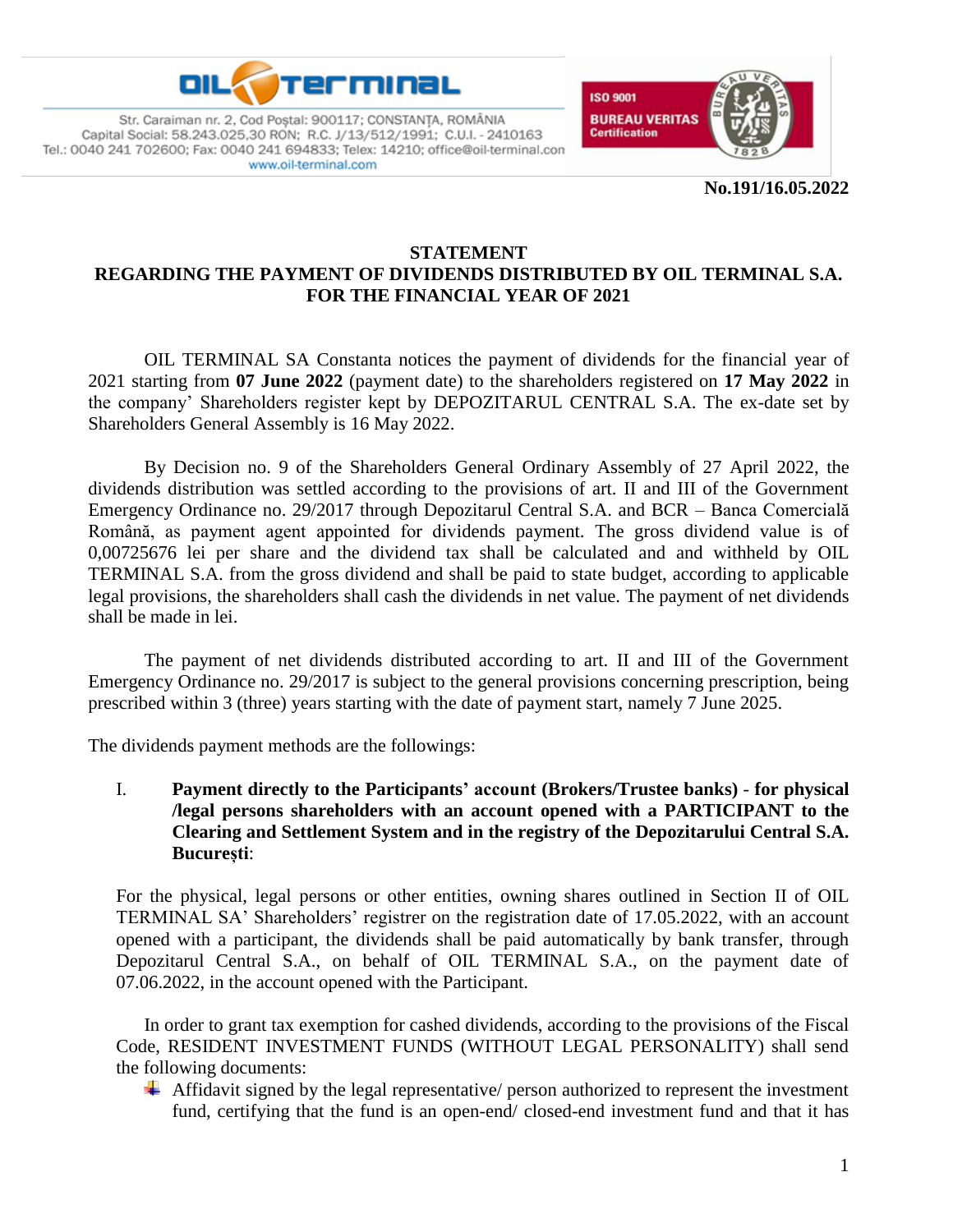OIL TERMINAL

Str. Caraiman nr. 2, Cod Poștal: 900117; CONSTANȚA, ROMÂNIA
Capital Social: 58.243.025,30 RON; R.C. J/13/512/1991; C.U.I. - 2410163
Tel.: 0040 241 702600; Fax: 0040 241 694833; Telex: 14210; office@oil-terminal.con
www.oil-terminal.com

ISO 9001
BUREAU VERITAS
Certification

**No.191/16.05.2022**

# STATEMENT
# REGARDING THE PAYMENT OF DIVIDENDS DISTRIBUTED BY OIL TERMINAL S.A. FOR THE FINANCIAL YEAR OF 2021

OIL TERMINAL SA Constanta notices the payment of dividends for the financial year of 2021 starting from **07 June 2022** (payment date) to the shareholders registered on **17 May 2022** in the company' Shareholders register kept by DEPOZITARUL CENTRAL S.A. The ex-date set by Shareholders General Assembly is 16 May 2022.

By Decision no. 9 of the Shareholders General Ordinary Assembly of 27 April 2022, the dividends distribution was settled according to the provisions of art. II and III of the Government Emergency Ordinance no. 29/2017 through Depozitarul Central S.A. and BCR – Banca Comercială Română, as payment agent appointed for dividends payment. The gross dividend value is of 0,00725676 lei per share and the dividend tax shall be calculated and and withheld by OIL TERMINAL S.A. from the gross dividend and shall be paid to state budget, according to applicable legal provisions, the shareholders shall cash the dividends in net value. The payment of net dividends shall be made in lei.

The payment of net dividends distributed according to art. II and III of the Government Emergency Ordinance no. 29/2017 is subject to the general provisions concerning prescription, being prescribed within 3 (three) years starting with the date of payment start, namely 7 June 2025.

The dividends payment methods are the followings:

I. **Payment directly to the Participants' account (Brokers/Trustee banks) - for physical /legal persons shareholders with an account opened with a PARTICIPANT to the Clearing and Settlement System and in the registry of the Depozitarului Central S.A. București**:

For the physical, legal persons or other entities, owning shares outlined in Section II of OIL TERMINAL SA' Shareholders' registrer on the registration date of 17.05.2022, with an account opened with a participant, the dividends shall be paid automatically by bank transfer, through Depozitarul Central S.A., on behalf of OIL TERMINAL S.A., on the payment date of 07.06.2022, in the account opened with the Participant.

In order to grant tax exemption for cashed dividends, according to the provisions of the Fiscal Code, RESIDENT INVESTMENT FUNDS (WITHOUT LEGAL PERSONALITY) shall send the following documents:

- Affidavit signed by the legal representative/ person authorized to represent the investment fund, certifying that the fund is an open-end/ closed-end investment fund and that it has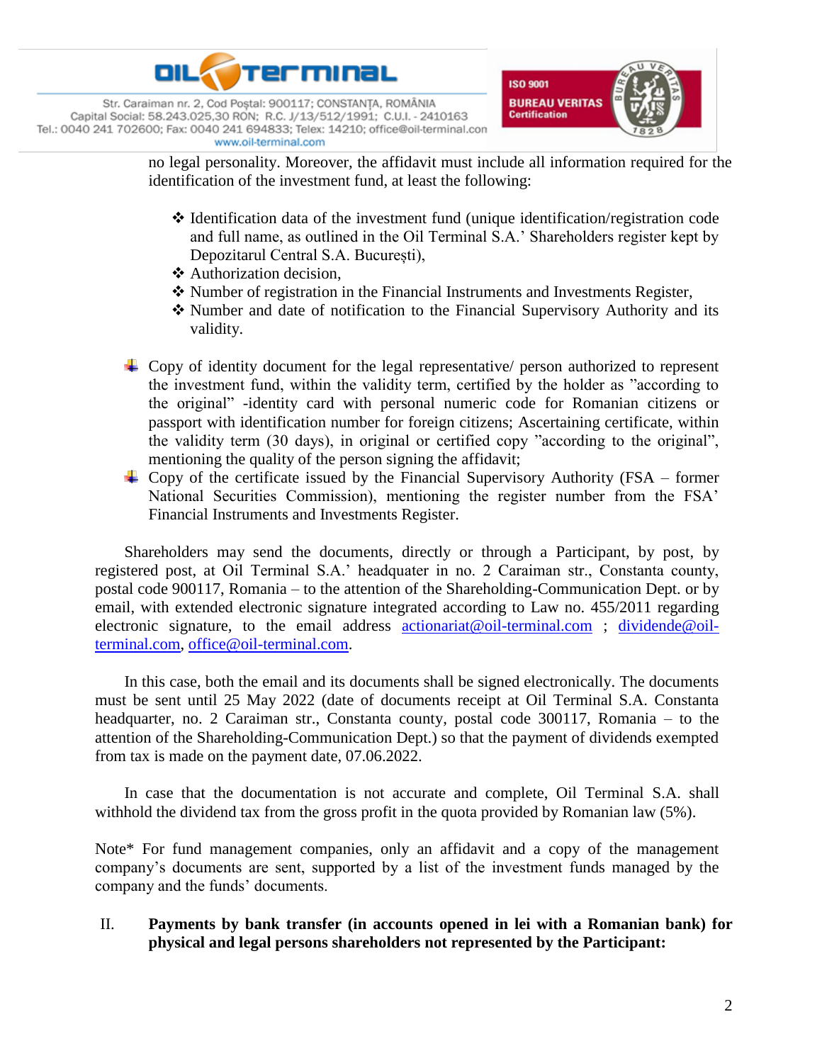no legal personality. Moreover, the affidavit must include all information required for the identification of the investment fund, at least the following:

- ❖ Identification data of the investment fund (unique identification/registration code and full name, as outlined in the Oil Terminal S.A.' Shareholders register kept by Depozitarul Central S.A. București),
- ❖ Authorization decision,
- ❖ Number of registration in the Financial Instruments and Investments Register,
- ❖ Number and date of notification to the Financial Supervisory Authority and its validity.

- Copy of identity document for the legal representative/ person authorized to represent the investment fund, within the validity term, certified by the holder as "according to the original" -identity card with personal numeric code for Romanian citizens or passport with identification number for foreign citizens; Ascertaining certificate, within the validity term (30 days), in original or certified copy "according to the original", mentioning the quality of the person signing the affidavit;
- Copy of the certificate issued by the Financial Supervisory Authority (FSA – former National Securities Commission), mentioning the register number from the FSA' Financial Instruments and Investments Register.

Shareholders may send the documents, directly or through a Participant, by post, by registered post, at Oil Terminal S.A.' headquater in no. 2 Caraiman str., Constanta county, postal code 900117, Romania – to the attention of the Shareholding-Communication Dept. or by email, with extended electronic signature integrated according to Law no. 455/2011 regarding electronic signature, to the email address actionariat@oil-terminal.com ; dividende@oil-terminal.com, office@oil-terminal.com.

In this case, both the email and its documents shall be signed electronically. The documents must be sent until 25 May 2022 (date of documents receipt at Oil Terminal S.A. Constanta headquarter, no. 2 Caraiman str., Constanta county, postal code 300117, Romania – to the attention of the Shareholding-Communication Dept.) so that the payment of dividends exempted from tax is made on the payment date, 07.06.2022.

In case that the documentation is not accurate and complete, Oil Terminal S.A. shall withhold the dividend tax from the gross profit in the quota provided by Romanian law (5%).

Note* For fund management companies, only an affidavit and a copy of the management company's documents are sent, supported by a list of the investment funds managed by the company and the funds' documents.

II. **Payments by bank transfer (in accounts opened in lei with a Romanian bank) for physical and legal persons shareholders not represented by the Participant:**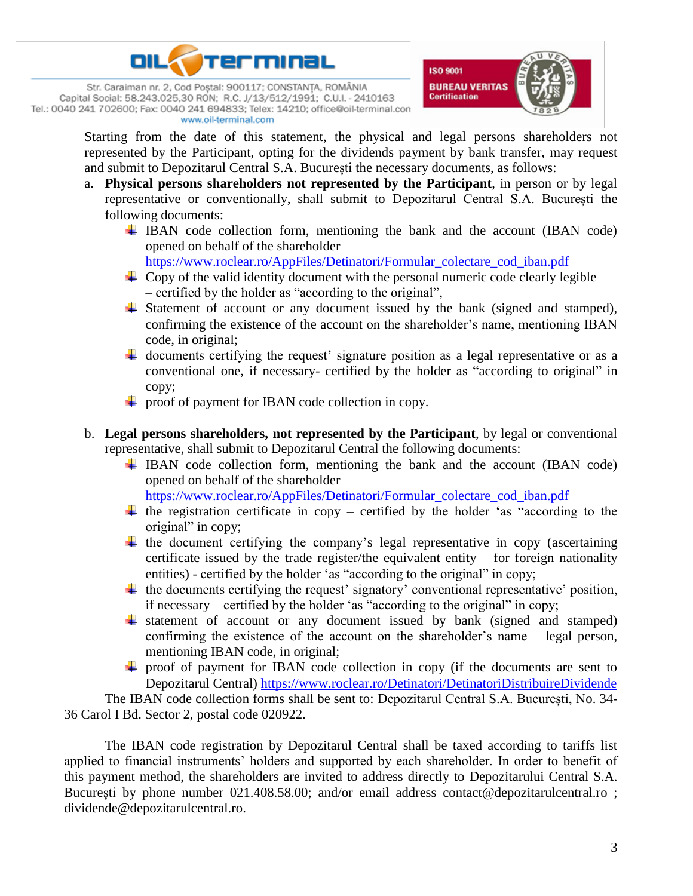Starting from the date of this statement, the physical and legal persons shareholders not represented by the Participant, opting for the dividends payment by bank transfer, may request and submit to Depozitarul Central S.A. București the necessary documents, as follows:

a. **Physical persons shareholders not represented by the Participant**, in person or by legal representative or conventionally, shall submit to Depozitarul Central S.A. București the following documents:
   - IBAN code collection form, mentioning the bank and the account (IBAN code) opened on behalf of the shareholder https://www.roclear.ro/AppFiles/Detinatori/Formular_colectare_cod_iban.pdf
   - Copy of the valid identity document with the personal numeric code clearly legible – certified by the holder as "according to the original",
   - Statement of account or any document issued by the bank (signed and stamped), confirming the existence of the account on the shareholder's name, mentioning IBAN code, in original;
   - documents certifying the request' signature position as a legal representative or as a conventional one, if necessary- certified by the holder as "according to original" in copy;
   - proof of payment for IBAN code collection in copy.

b. **Legal persons shareholders, not represented by the Participant**, by legal or conventional representative, shall submit to Depozitarul Central the following documents:
   - IBAN code collection form, mentioning the bank and the account (IBAN code) opened on behalf of the shareholder https://www.roclear.ro/AppFiles/Detinatori/Formular_colectare_cod_iban.pdf
   - the registration certificate in copy – certified by the holder 'as "according to the original" in copy;
   - the document certifying the company's legal representative in copy (ascertaining certificate issued by the trade register/the equivalent entity – for foreign nationality entities) - certified by the holder 'as "according to the original" in copy;
   - the documents certifying the request' signatory' conventional representative' position, if necessary – certified by the holder 'as "according to the original" in copy;
   - statement of account or any document issued by bank (signed and stamped) confirming the existence of the account on the shareholder's name – legal person, mentioning IBAN code, in original;
   - proof of payment for IBAN code collection in copy (if the documents are sent to Depozitarul Central) https://www.roclear.ro/Detinatori/DetinatoriDistribuireDividende

The IBAN code collection forms shall be sent to: Depozitarul Central S.A. București, No. 34-36 Carol I Bd. Sector 2, postal code 020922.

The IBAN code registration by Depozitarul Central shall be taxed according to tariffs list applied to financial instruments' holders and supported by each shareholder. In order to benefit of this payment method, the shareholders are invited to address directly to Depozitarului Central S.A. București by phone number 021.408.58.00; and/or email address contact@depozitarulcentral.ro ; dividende@depozitarulcentral.ro.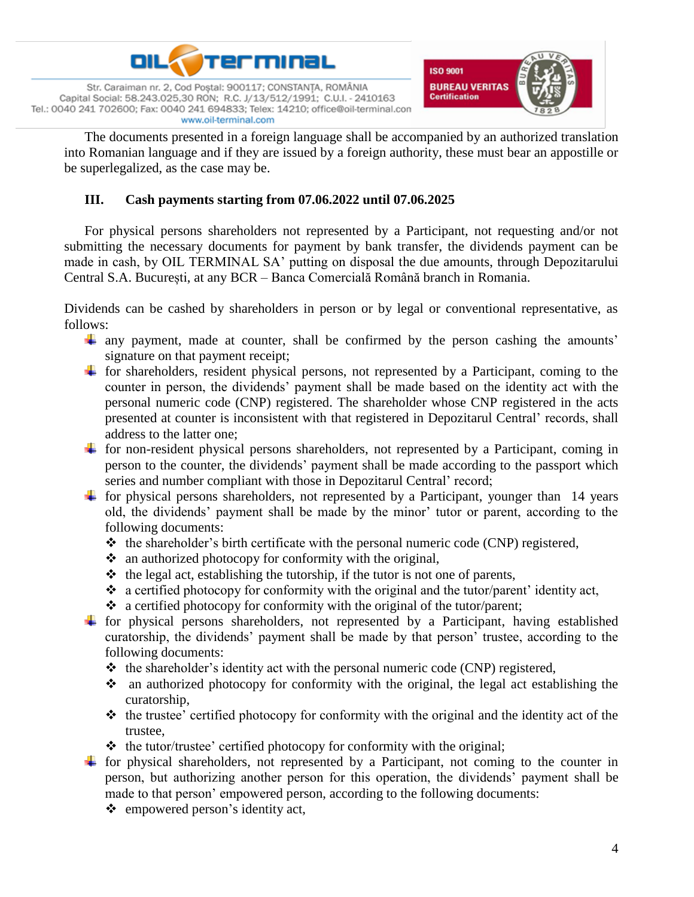The documents presented in a foreign language shall be accompanied by an authorized translation into Romanian language and if they are issued by a foreign authority, these must bear an appostille or be superlegalized, as the case may be.

## III. Cash payments starting from 07.06.2022 until 07.06.2025

For physical persons shareholders not represented by a Participant, not requesting and/or not submitting the necessary documents for payment by bank transfer, the dividends payment can be made in cash, by OIL TERMINAL SA' putting on disposal the due amounts, through Depozitarului Central S.A. București, at any BCR – Banca Comercială Română branch in Romania.

Dividends can be cashed by shareholders in person or by legal or conventional representative, as follows:

- any payment, made at counter, shall be confirmed by the person cashing the amounts' signature on that payment receipt;
- for shareholders, resident physical persons, not represented by a Participant, coming to the counter in person, the dividends' payment shall be made based on the identity act with the personal numeric code (CNP) registered. The shareholder whose CNP registered in the acts presented at counter is inconsistent with that registered in Depozitarul Central' records, shall address to the latter one;
- for non-resident physical persons shareholders, not represented by a Participant, coming in person to the counter, the dividends' payment shall be made according to the passport which series and number compliant with those in Depozitarul Central' record;
- for physical persons shareholders, not represented by a Participant, younger than 14 years old, the dividends' payment shall be made by the minor' tutor or parent, according to the following documents:
  - the shareholder's birth certificate with the personal numeric code (CNP) registered,
  - an authorized photocopy for conformity with the original,
  - the legal act, establishing the tutorship, if the tutor is not one of parents,
  - a certified photocopy for conformity with the original and the tutor/parent' identity act,
  - a certified photocopy for conformity with the original of the tutor/parent;
- for physical persons shareholders, not represented by a Participant, having established curatorship, the dividends' payment shall be made by that person' trustee, according to the following documents:
  - the shareholder's identity act with the personal numeric code (CNP) registered,
  - an authorized photocopy for conformity with the original, the legal act establishing the curatorship,
  - the trustee' certified photocopy for conformity with the original and the identity act of the trustee,
  - the tutor/trustee' certified photocopy for conformity with the original;
- for physical shareholders, not represented by a Participant, not coming to the counter in person, but authorizing another person for this operation, the dividends' payment shall be made to that person' empowered person, according to the following documents:
  - empowered person's identity act,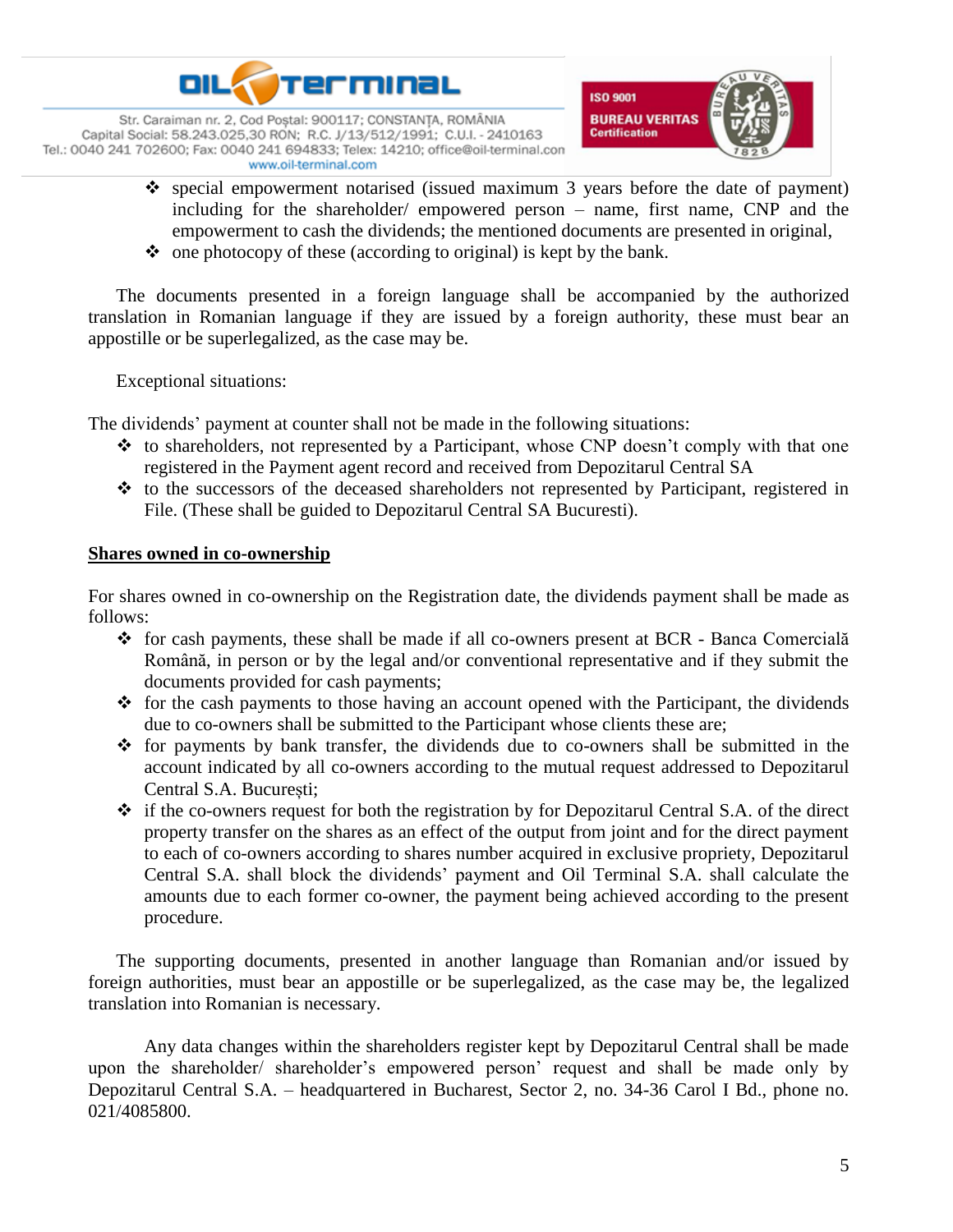- special empowerment notarised (issued maximum 3 years before the date of payment) including for the shareholder/ empowered person – name, first name, CNP and the empowerment to cash the dividends; the mentioned documents are presented in original,
- one photocopy of these (according to original) is kept by the bank.

The documents presented in a foreign language shall be accompanied by the authorized translation in Romanian language if they are issued by a foreign authority, these must bear an appostille or be superlegalized, as the case may be.

Exceptional situations:

The dividends' payment at counter shall not be made in the following situations:

- to shareholders, not represented by a Participant, whose CNP doesn't comply with that one registered in the Payment agent record and received from Depozitarul Central SA
- to the successors of the deceased shareholders not represented by Participant, registered in File. (These shall be guided to Depozitarul Central SA Bucuresti).

**Shares owned in co-ownership**

For shares owned in co-ownership on the Registration date, the dividends payment shall be made as follows:

- for cash payments, these shall be made if all co-owners present at BCR - Banca Comercială Română, in person or by the legal and/or conventional representative and if they submit the documents provided for cash payments;
- for the cash payments to those having an account opened with the Participant, the dividends due to co-owners shall be submitted to the Participant whose clients these are;
- for payments by bank transfer, the dividends due to co-owners shall be submitted in the account indicated by all co-owners according to the mutual request addressed to Depozitarul Central S.A. București;
- if the co-owners request for both the registration by for Depozitarul Central S.A. of the direct property transfer on the shares as an effect of the output from joint and for the direct payment to each of co-owners according to shares number acquired in exclusive propriety, Depozitarul Central S.A. shall block the dividends' payment and Oil Terminal S.A. shall calculate the amounts due to each former co-owner, the payment being achieved according to the present procedure.

The supporting documents, presented in another language than Romanian and/or issued by foreign authorities, must bear an appostille or be superlegalized, as the case may be, the legalized translation into Romanian is necessary.

Any data changes within the shareholders register kept by Depozitarul Central shall be made upon the shareholder/ shareholder's empowered person' request and shall be made only by Depozitarul Central S.A. – headquartered in Bucharest, Sector 2, no. 34-36 Carol I Bd., phone no. 021/4085800.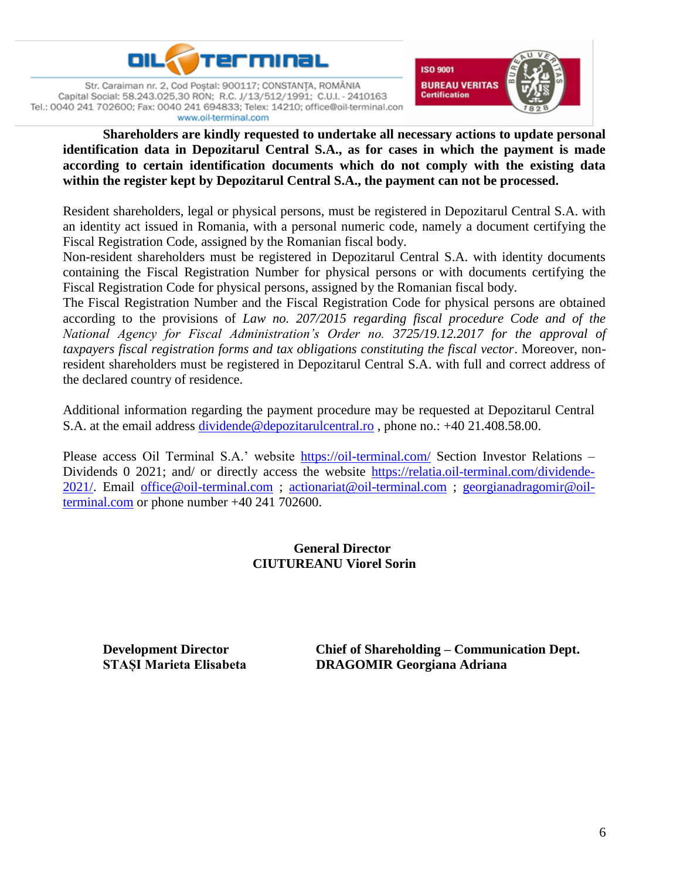**Shareholders are kindly requested to undertake all necessary actions to update personal identification data in Depozitarul Central S.A., as for cases in which the payment is made according to certain identification documents which do not comply with the existing data within the register kept by Depozitarul Central S.A., the payment can not be processed.**

Resident shareholders, legal or physical persons, must be registered in Depozitarul Central S.A. with an identity act issued in Romania, with a personal numeric code, namely a document certifying the Fiscal Registration Code, assigned by the Romanian fiscal body.
Non-resident shareholders must be registered in Depozitarul Central S.A. with identity documents containing the Fiscal Registration Number for physical persons or with documents certifying the Fiscal Registration Code for physical persons, assigned by the Romanian fiscal body.
The Fiscal Registration Number and the Fiscal Registration Code for physical persons are obtained according to the provisions of *Law no. 207/2015 regarding fiscal procedure Code and of the National Agency for Fiscal Administration's Order no. 3725/19.12.2017 for the approval of taxpayers fiscal registration forms and tax obligations constituting the fiscal vector*. Moreover, non-resident shareholders must be registered in Depozitarul Central S.A. with full and correct address of the declared country of residence.

Additional information regarding the payment procedure may be requested at Depozitarul Central S.A. at the email address dividende@depozitarulcentral.ro , phone no.: +40 21.408.58.00.

Please access Oil Terminal S.A.' website https://oil-terminal.com/ Section Investor Relations – Dividends 0 2021; and/ or directly access the website https://relatia.oil-terminal.com/dividende-2021/. Email office@oil-terminal.com ; actionariat@oil-terminal.com ; georgianadragomir@oil-terminal.com or phone number +40 241 702600.

**General Director**
**CIUTUREANU Viorel Sorin**

**Development Director**
**STAȘI Marieta Elisabeta**

**Chief of Shareholding – Communication Dept.**
**DRAGOMIR Georgiana Adriana**